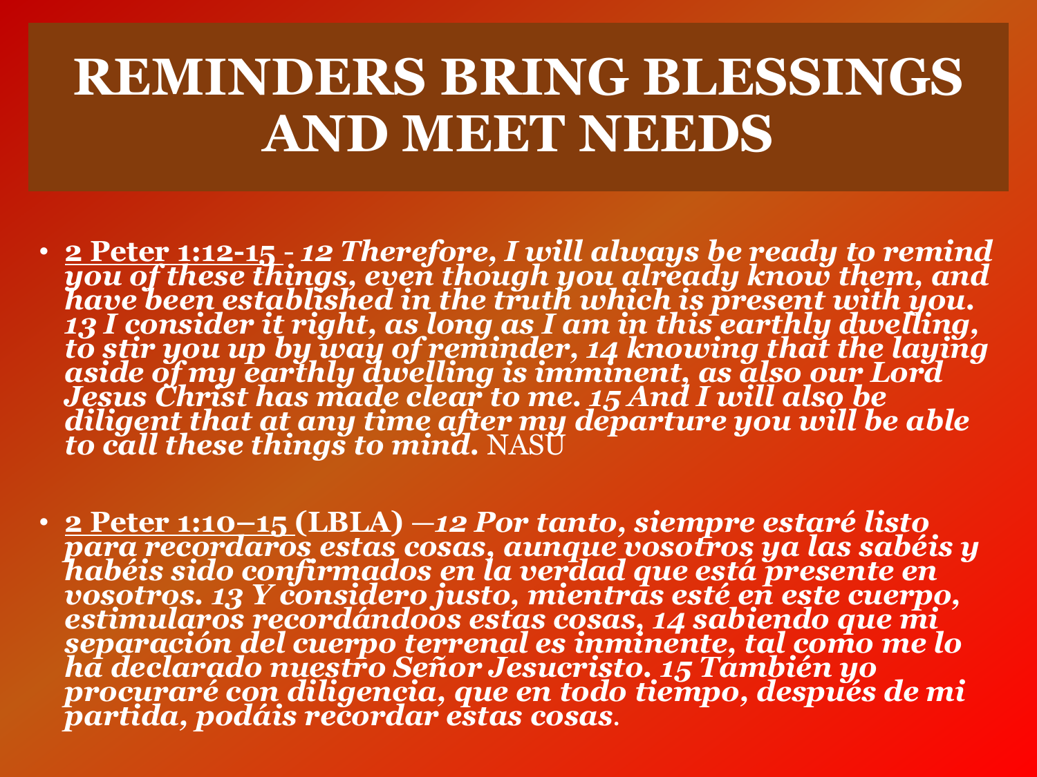# REMINDERS BRING BLESSINGS AND MEET NEEDS

- 2 Peter 1:12-15 - *12 Therefore, I will always be ready to remind you of these things, even though you already know them, and have been established in the truth which is present with you. 13 I consider it right, as long as I am in this earthly dwelling, to stir you up by way of reminder, 14 knowing that the laying aside of my earthly dwelling is imminent, as also our Lord Jesus Christ has made clear to me. 15 And I will also be diligent that at any time after my departure you will be able to call these things to mind.* NASU

- 2 Peter 1:10–15 (LBLA) —*12 Por tanto, siempre estaré listo para recordaros estas cosas, aunque vosotros ya las sabéis y habéis sido confirmados en la verdad que está presente en vosotros. 13 Y considero justo, mientras esté en este cuerpo, estimularos recordándoos estas cosas, 14 sabiendo que mi separación del cuerpo terrenal es inminente, tal como me lo ha declarado nuestro Señor Jesucristo. 15 También yo procuraré con diligencia, que en todo tiempo, después de mi partida, podáis recordar estas cosas.*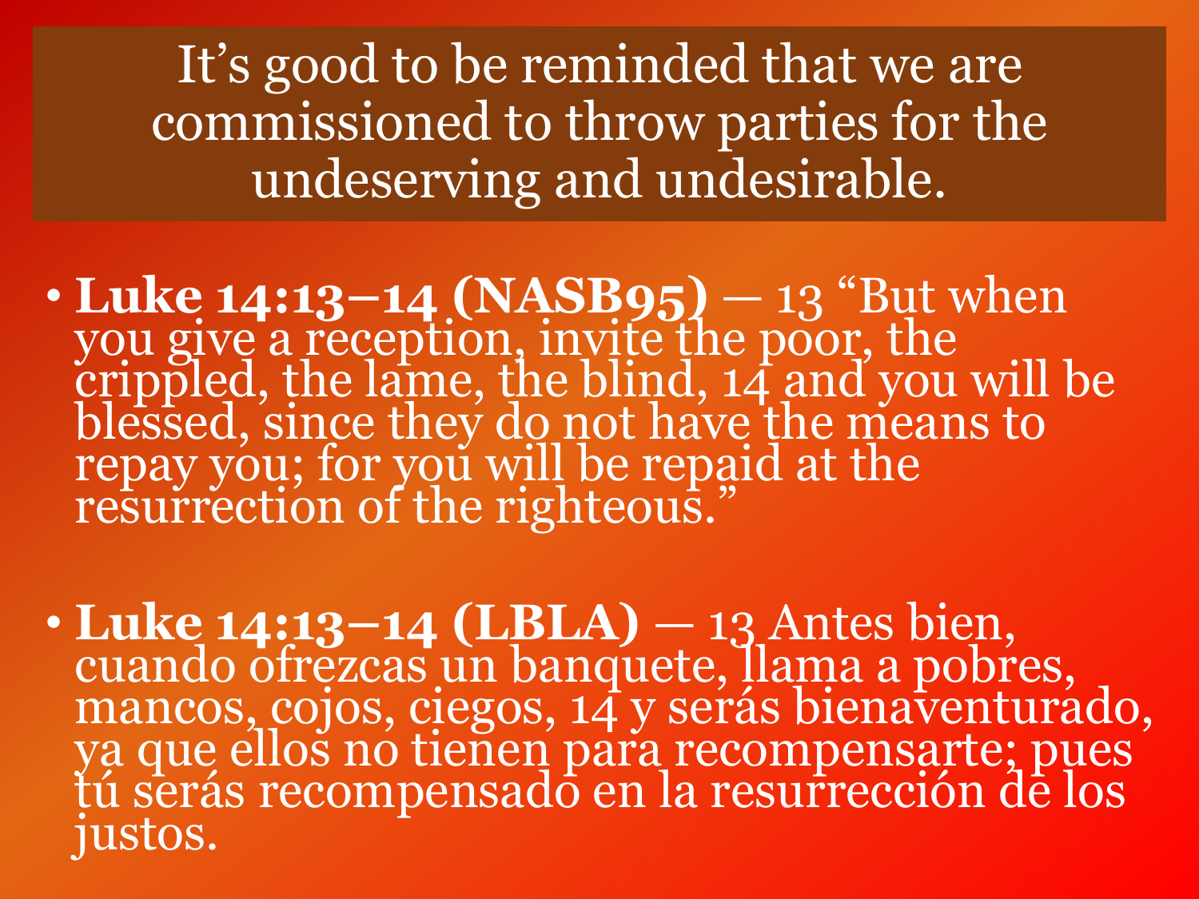# It's good to be reminded that we are commissioned to throw parties for the undeserving and undesirable.

- **Luke 14:13–14 (NASB95)** — 13 "But when you give a reception, invite the poor, the crippled, the lame, the blind, 14 and you will be blessed, since they do not have the means to repay you; for you will be repaid at the resurrection of the righteous."

- **Luke 14:13–14 (LBLA)** — 13 Antes bien, cuando ofrezcas un banquete, llama a pobres, mancos, cojos, ciegos, 14 y serás bienaventurado, ya que ellos no tienen para recompensarte; pues tú serás recompensado en la resurrección de los justos.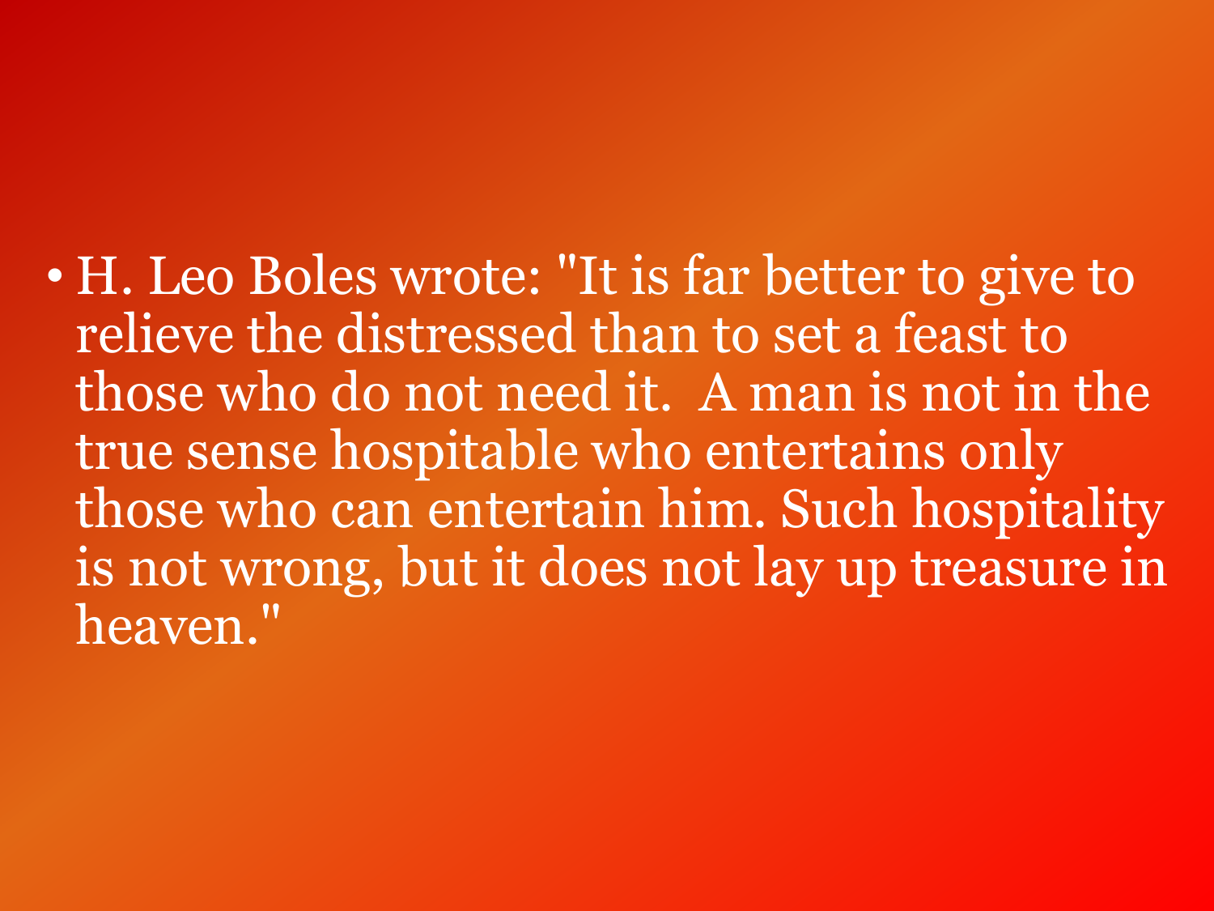- H. Leo Boles wrote: "It is far better to give to relieve the distressed than to set a feast to those who do not need it. A man is not in the true sense hospitable who entertains only those who can entertain him. Such hospitality is not wrong, but it does not lay up treasure in heaven."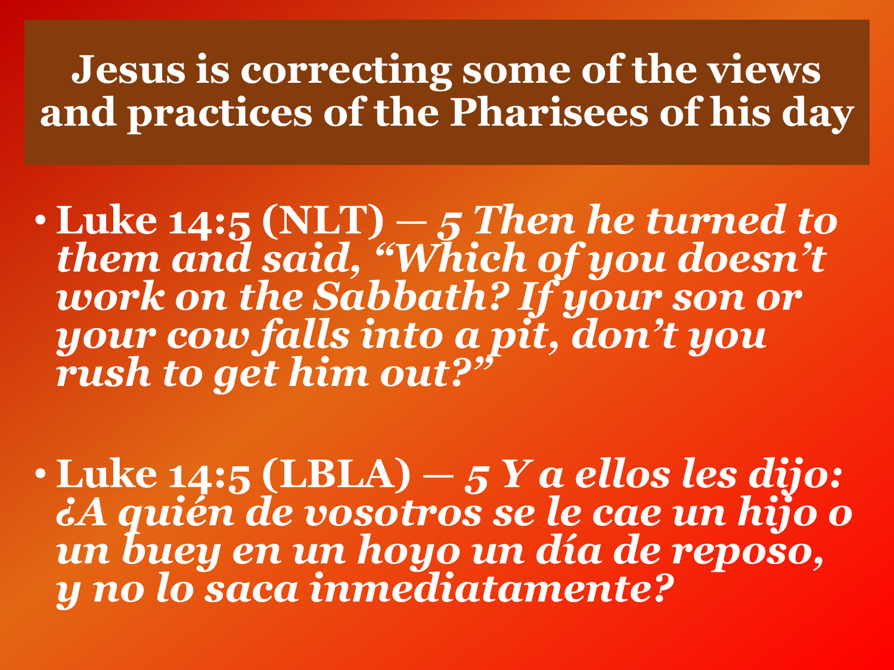# Jesus is correcting some of the views and practices of the Pharisees of his day

- **Luke 14:5 (NLT) —** ***5 Then he turned to them and said, "Which of you doesn't work on the Sabbath? If your son or your cow falls into a pit, don't you rush to get him out?"***

- **Luke 14:5 (LBLA) —** ***5 Y a ellos les dijo: ¿A quién de vosotros se le cae un hijo o un buey en un hoyo un día de reposo, y no lo saca inmediatamente?***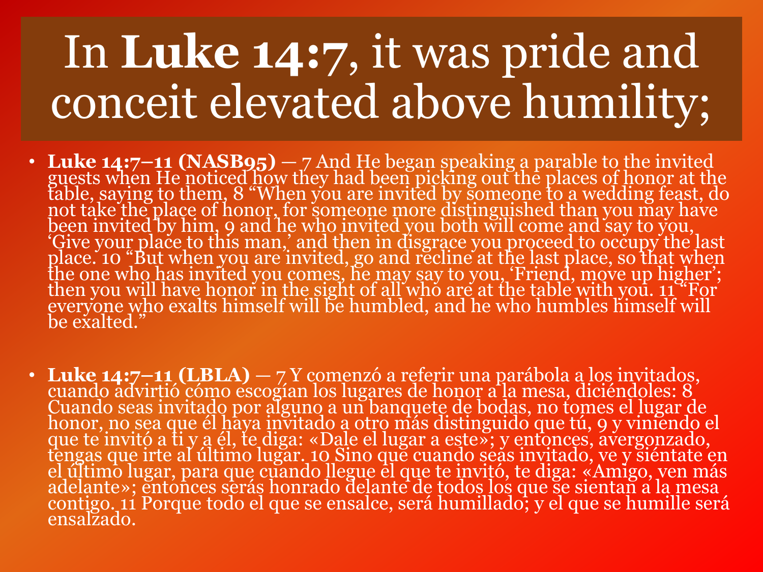# In **Luke 14:7**, it was pride and conceit elevated above humility;

- **Luke 14:7–11 (NASB95)** — 7 And He began speaking a parable to the invited guests when He noticed how they had been picking out the places of honor at the table, saying to them, 8 "When you are invited by someone to a wedding feast, do not take the place of honor, for someone more distinguished than you may have been invited by him, 9 and he who invited you both will come and say to you, 'Give your place to this man,' and then in disgrace you proceed to occupy the last place. 10 "But when you are invited, go and recline at the last place, so that when the one who has invited you comes, he may say to you, 'Friend, move up higher'; then you will have honor in the sight of all who are at the table with you. 11 "For everyone who exalts himself will be humbled, and he who humbles himself will be exalted."

- **Luke 14:7–11 (LBLA)** — 7 Y comenzó a referir una parábola a los invitados, cuando advirtió cómo escogían los lugares de honor a la mesa, diciéndoles: 8 Cuando seas invitado por alguno a un banquete de bodas, no tomes el lugar de honor, no sea que él haya invitado a otro más distinguido que tú, 9 y viniendo el que te invitó a ti y a él, te diga: «Dale el lugar a este»; y entonces, avergonzado, tengas que irte al último lugar. 10 Sino que cuando seas invitado, ve y siéntate en el último lugar, para que cuando llegue el que te invitó, te diga: «Amigo, ven más adelante»; entonces serás honrado delante de todos los que se sientan a la mesa contigo. 11 Porque todo el que se ensalce, será humillado; y el que se humille será ensalzado.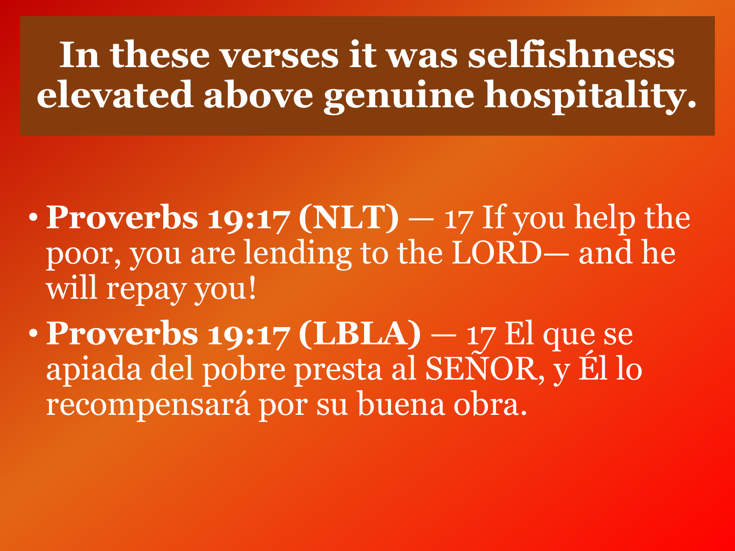# In these verses it was selfishness elevated above genuine hospitality.

- **Proverbs 19:17 (NLT)** — 17 If you help the poor, you are lending to the LORD— and he will repay you!
- **Proverbs 19:17 (LBLA)** — 17 El que se apiada del pobre presta al SEÑOR, y Él lo recompensará por su buena obra.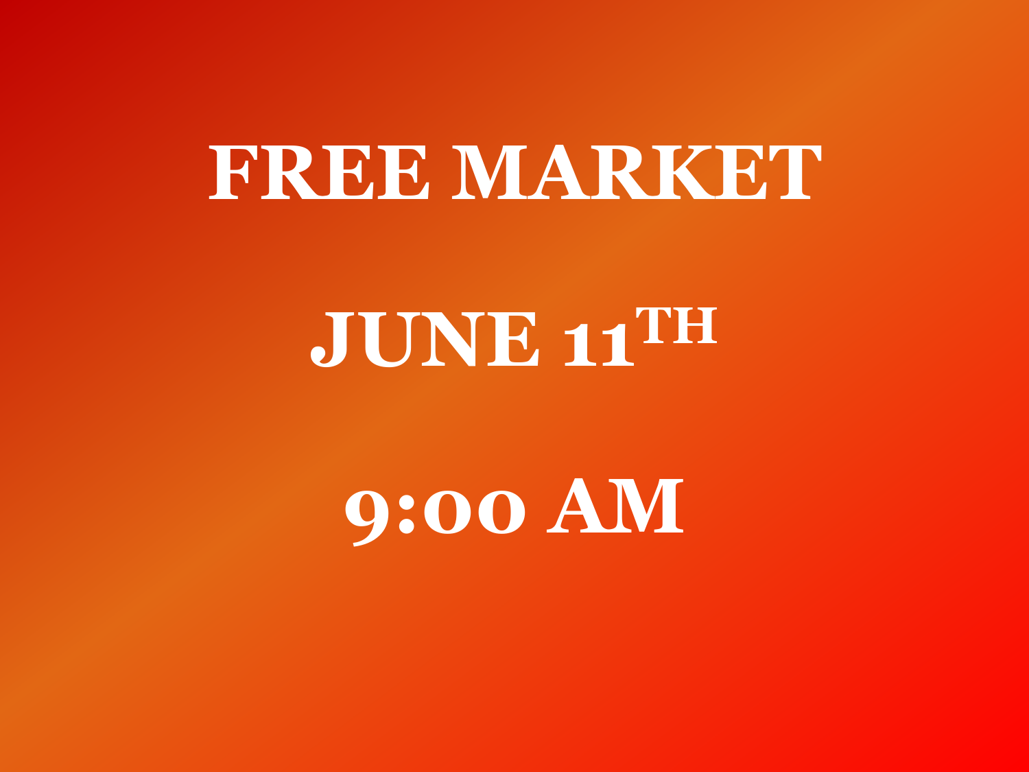# FREE MARKET

# JUNE 11TH

# 9:00 AM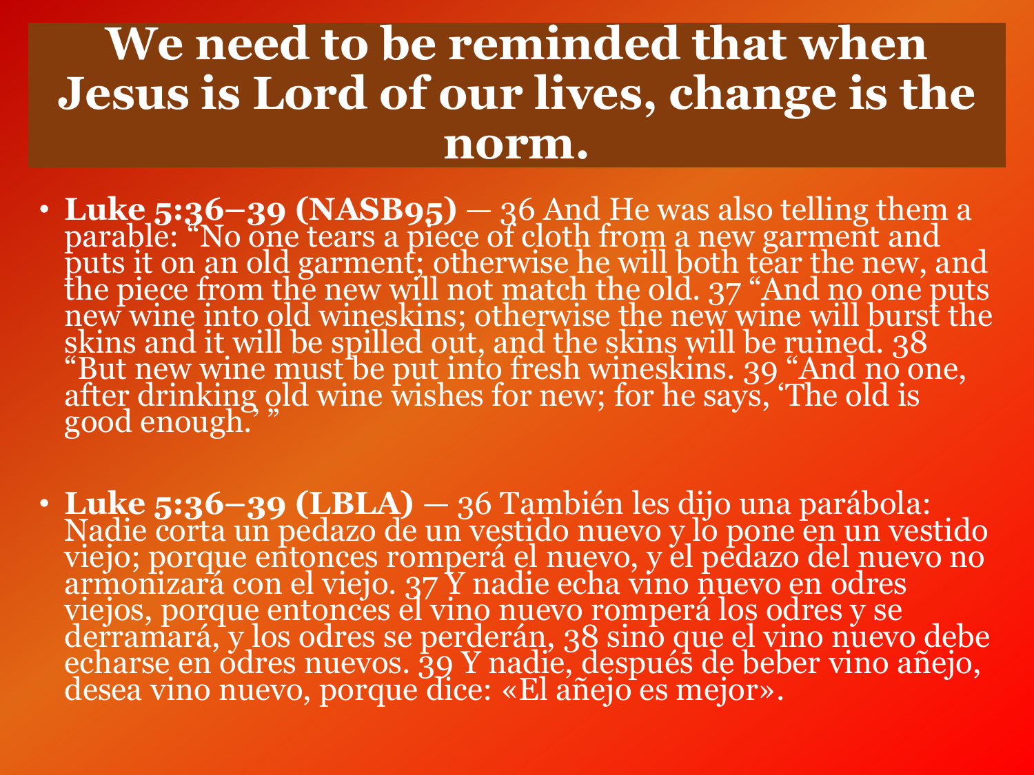# We need to be reminded that when Jesus is Lord of our lives, change is the norm.

- **Luke 5:36–39 (NASB95)** — 36 And He was also telling them a parable: “No one tears a piece of cloth from a new garment and puts it on an old garment; otherwise he will both tear the new, and the piece from the new will not match the old. 37 “And no one puts new wine into old wineskins; otherwise the new wine will burst the skins and it will be spilled out, and the skins will be ruined. 38 “But new wine must be put into fresh wineskins. 39 “And no one, after drinking old wine wishes for new; for he says, ‘The old is good enough.’ ”

- **Luke 5:36–39 (LBLA)** — 36 También les dijo una parábola: Nadie corta un pedazo de un vestido nuevo y lo pone en un vestido viejo; porque entonces romperá el nuevo, y el pedazo del nuevo no armonizará con el viejo. 37 Y nadie echa vino nuevo en odres viejos, porque entonces el vino nuevo romperá los odres y se derramará, y los odres se perderán, 38 sino que el vino nuevo debe echarse en odres nuevos. 39 Y nadie, después de beber vino añejo, desea vino nuevo, porque dice: «El añejo es mejor».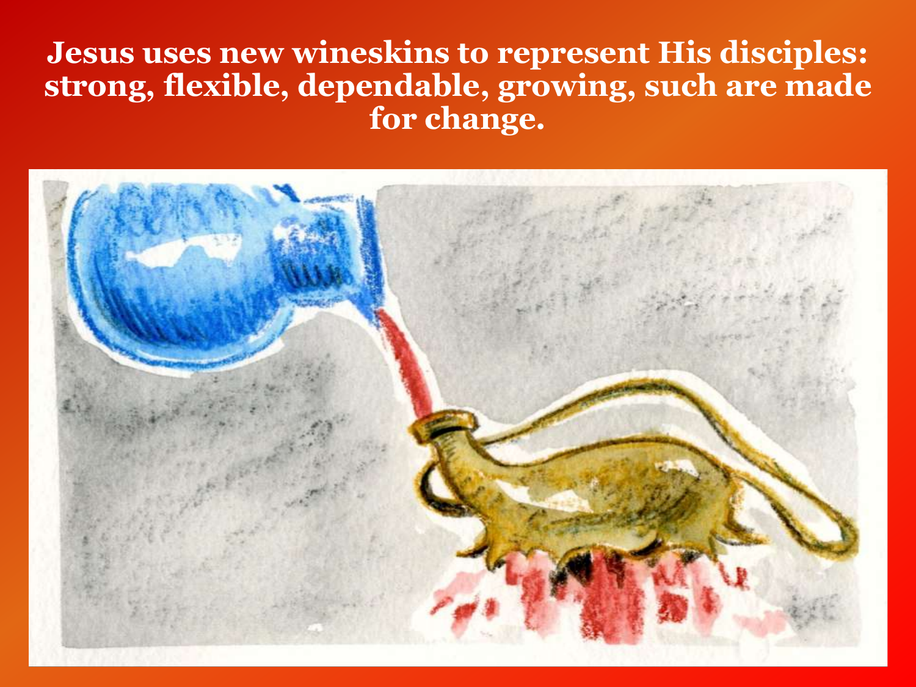**Jesus uses new wineskins to represent His disciples: strong, flexible, dependable, growing, such are made for change.**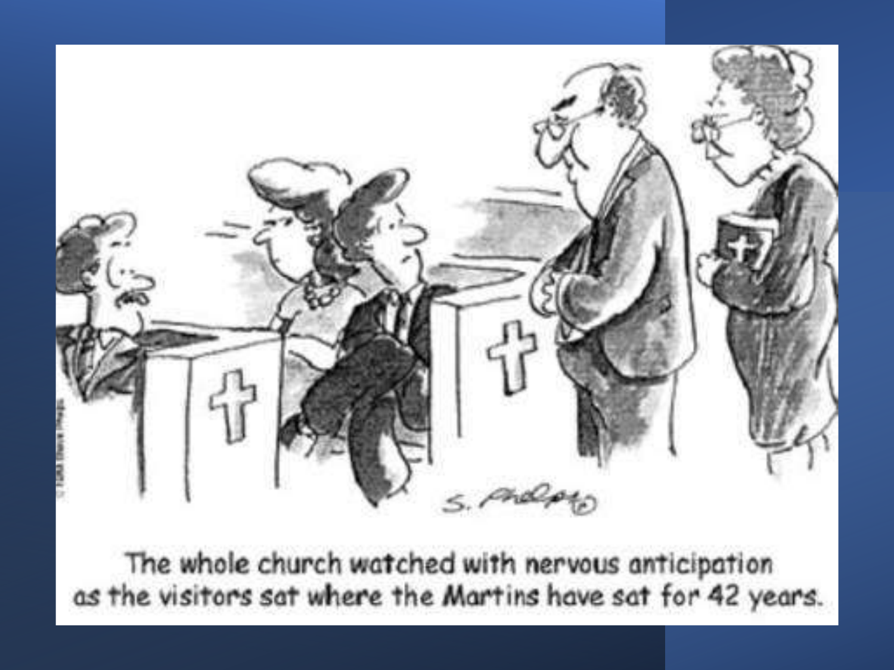The whole church watched with nervous anticipation as the visitors sat where the Martins have sat for 42 years.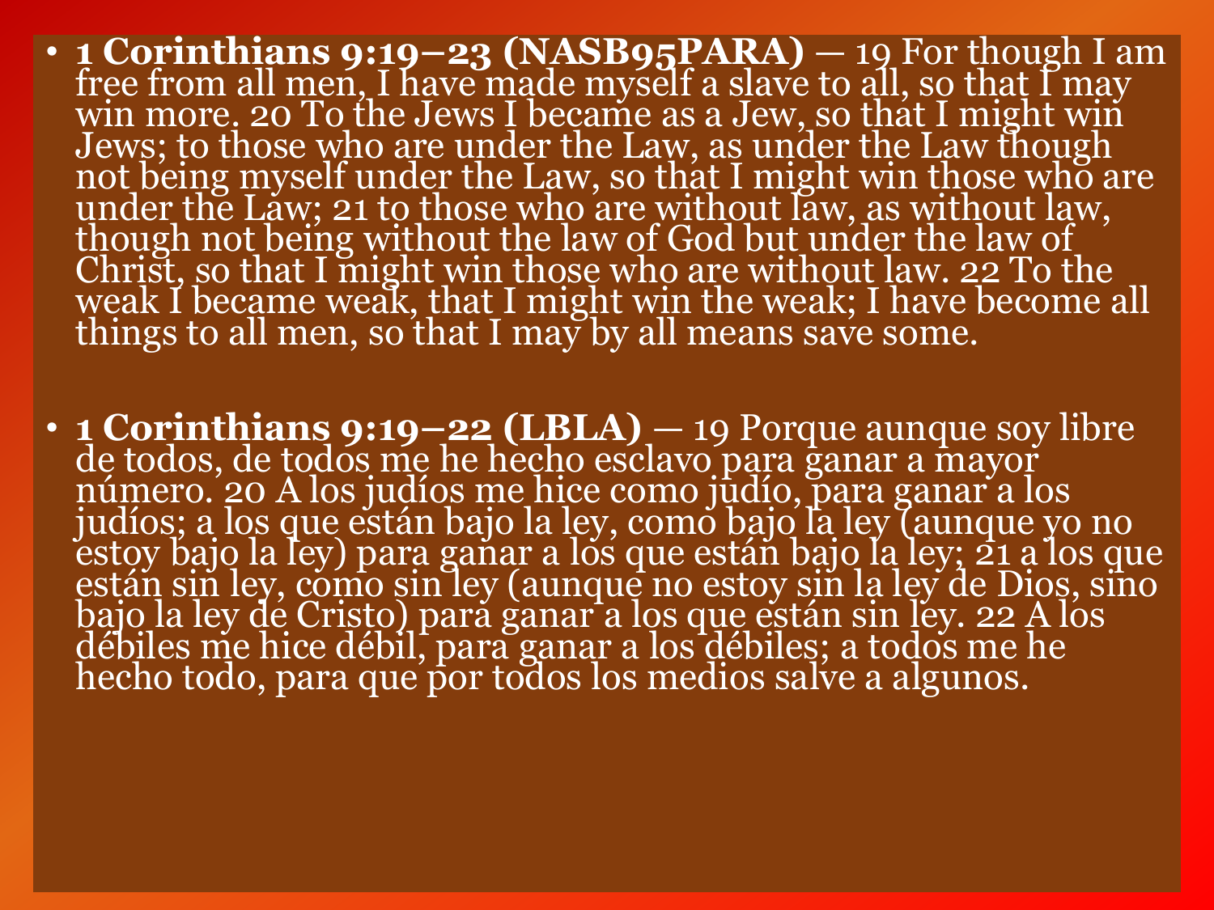- **1 Corinthians 9:19–23 (NASB95PARA)** — 19 For though I am free from all men, I have made myself a slave to all, so that I may win more. 20 To the Jews I became as a Jew, so that I might win Jews; to those who are under the Law, as under the Law though not being myself under the Law, so that I might win those who are under the Law; 21 to those who are without law, as without law, though not being without the law of God but under the law of Christ, so that I might win those who are without law. 22 To the weak I became weak, that I might win the weak; I have become all things to all men, so that I may by all means save some.

- **1 Corinthians 9:19–22 (LBLA)** — 19 Porque aunque soy libre de todos, de todos me he hecho esclavo para ganar a mayor número. 20 A los judíos me hice como judío, para ganar a los judíos; a los que están bajo la ley, como bajo la ley (aunque yo no estoy bajo la ley) para ganar a los que están bajo la ley; 21 a los que están sin ley, como sin ley (aunque no estoy sin la ley de Dios, sino bajo la ley de Cristo) para ganar a los que están sin ley. 22 A los débiles me hice débil, para ganar a los débiles; a todos me he hecho todo, para que por todos los medios salve a algunos.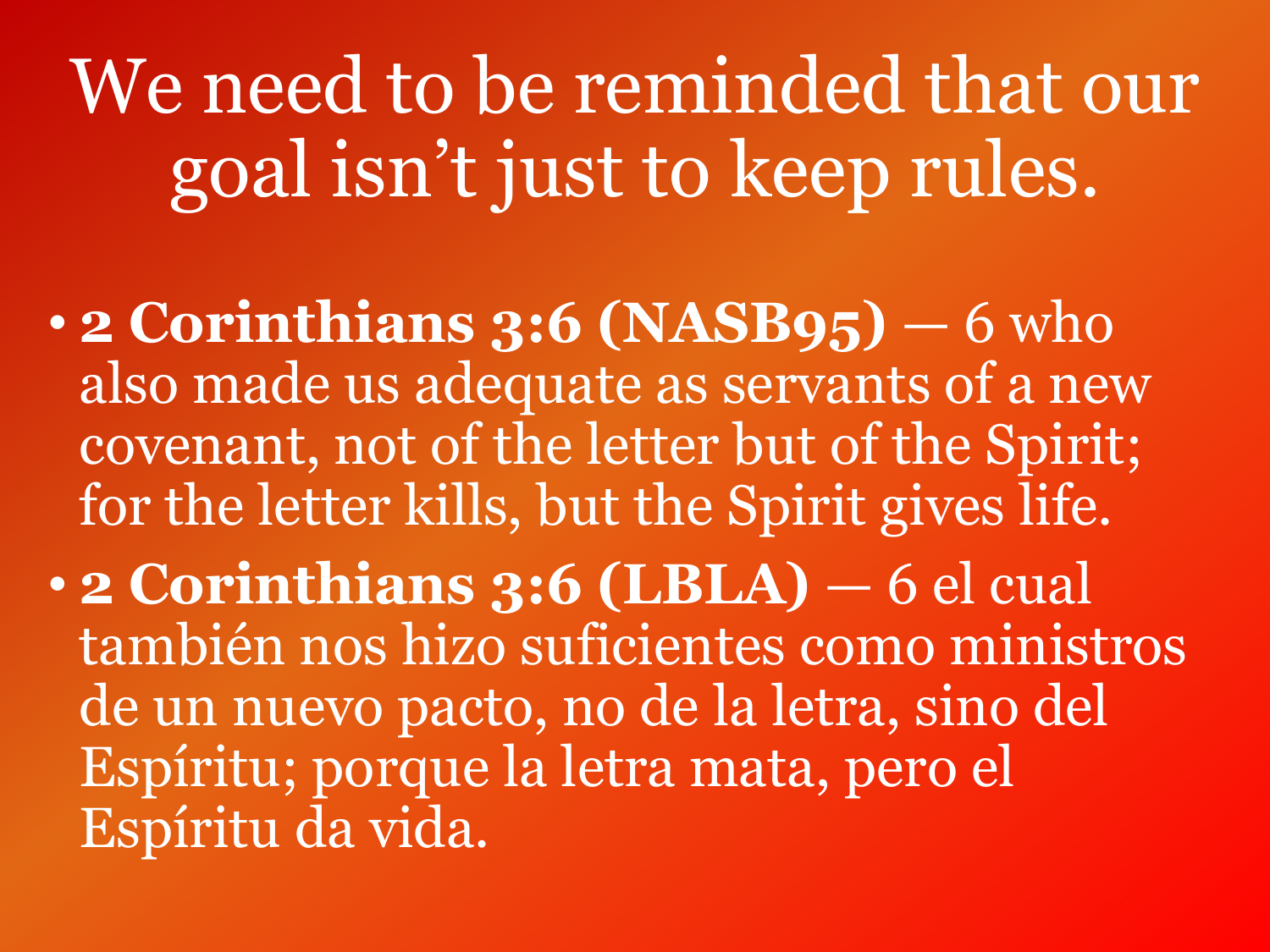# We need to be reminded that our goal isn't just to keep rules.

- **2 Corinthians 3:6 (NASB95)** — 6 who also made us adequate as servants of a new covenant, not of the letter but of the Spirit; for the letter kills, but the Spirit gives life.
- **2 Corinthians 3:6 (LBLA)** — 6 el cual también nos hizo suficientes como ministros de un nuevo pacto, no de la letra, sino del Espíritu; porque la letra mata, pero el Espíritu da vida.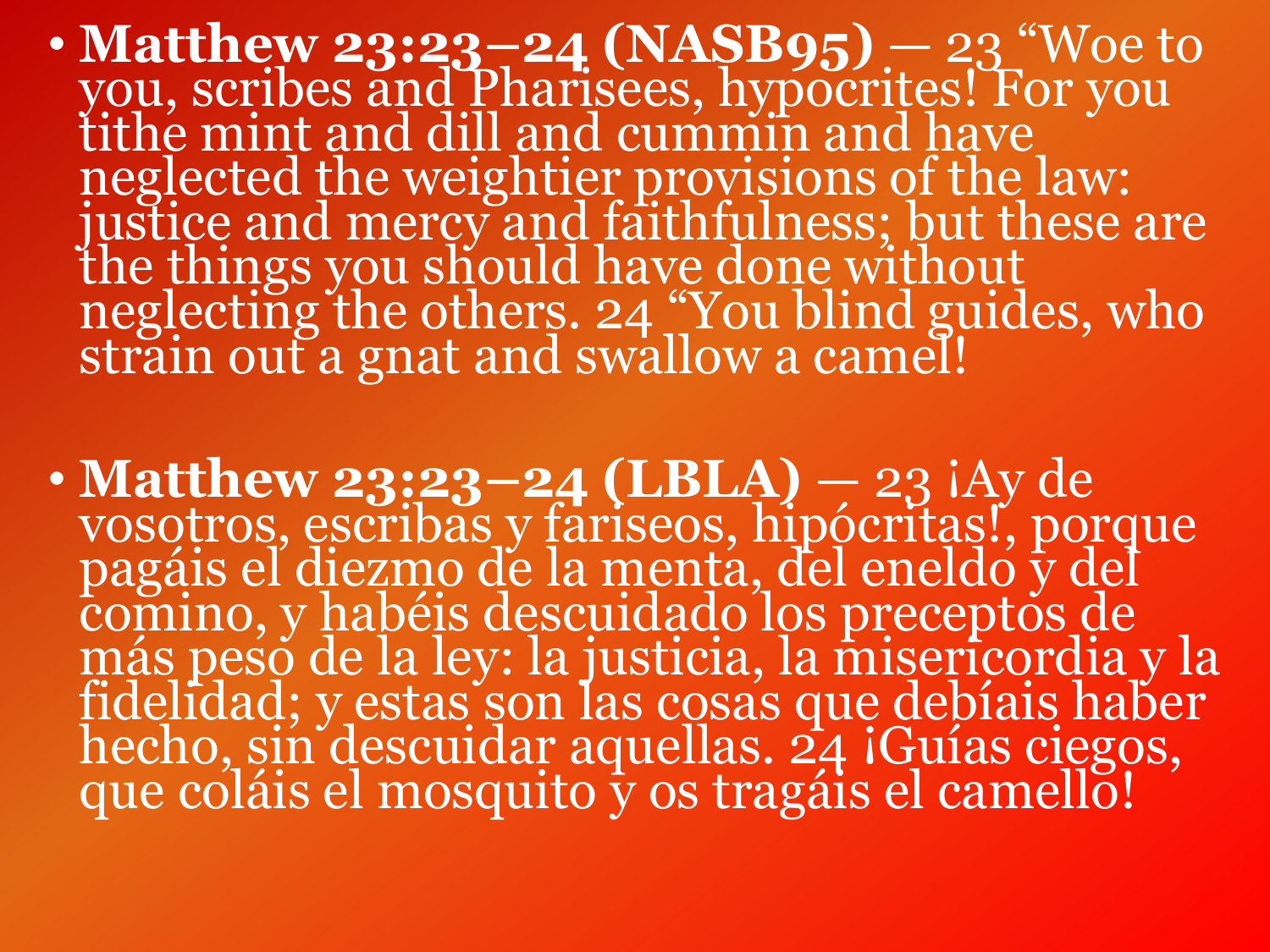- **Matthew 23:23–24 (NASB95)** — 23 "Woe to you, scribes and Pharisees, hypocrites! For you tithe mint and dill and cummin and have neglected the weightier provisions of the law: justice and mercy and faithfulness; but these are the things you should have done without neglecting the others. 24 "You blind guides, who strain out a gnat and swallow a camel!

- **Matthew 23:23–24 (LBLA)** — 23 ¡Ay de vosotros, escribas y fariseos, hipócritas!, porque pagáis el diezmo de la menta, del eneldo y del comino, y habéis descuidado los preceptos de más peso de la ley: la justicia, la misericordia y la fidelidad; y estas son las cosas que debíais haber hecho, sin descuidar aquellas. 24 ¡Guías ciegos, que coláis el mosquito y os tragáis el camello!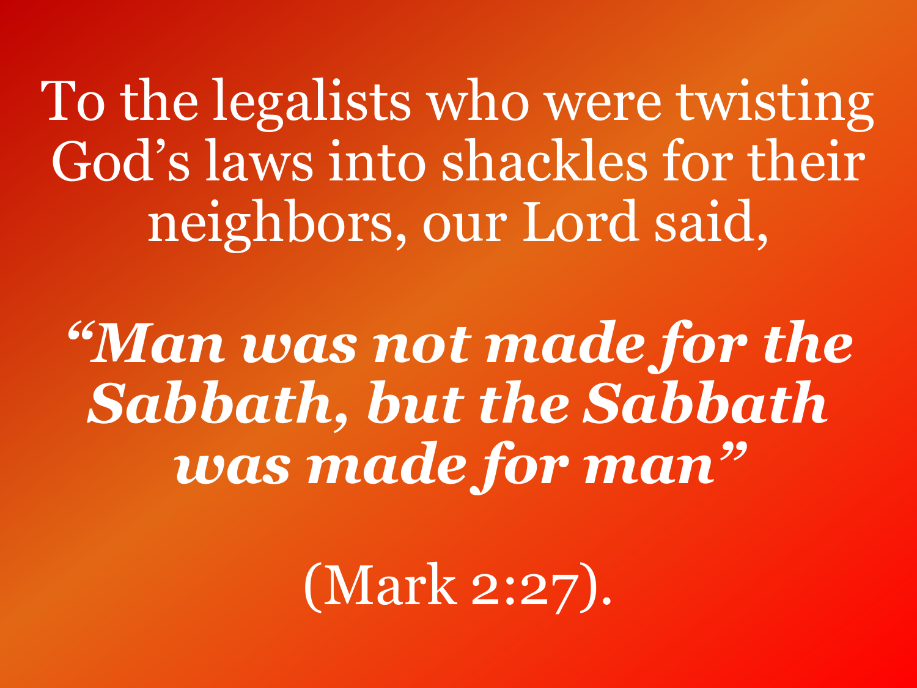To the legalists who were twisting God's laws into shackles for their neighbors, our Lord said,

***"Man was not made for the Sabbath, but the Sabbath was made for man"***

(Mark 2:27).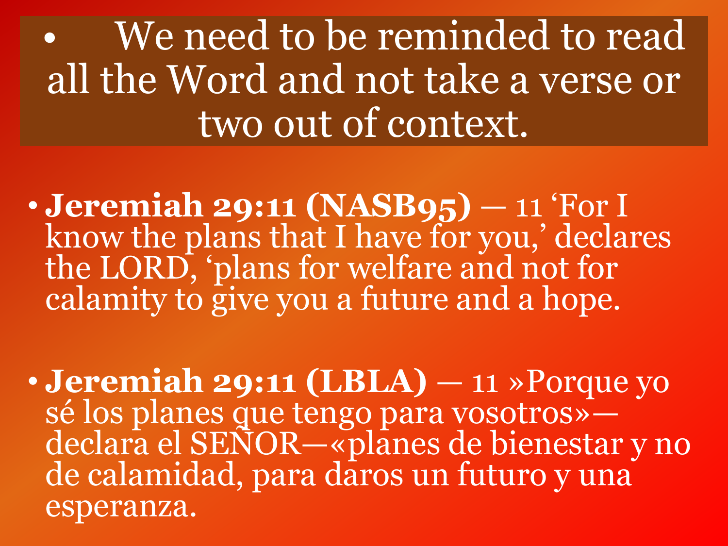- We need to be reminded to read all the Word and not take a verse or two out of context.

- **Jeremiah 29:11 (NASB95)** — 11 ‘For I know the plans that I have for you,’ declares the LORD, ‘plans for welfare and not for calamity to give you a future and a hope.

- **Jeremiah 29:11 (LBLA)** — 11 »Porque yo sé los planes que tengo para vosotros»—declara el SEÑOR—«planes de bienestar y no de calamidad, para daros un futuro y una esperanza.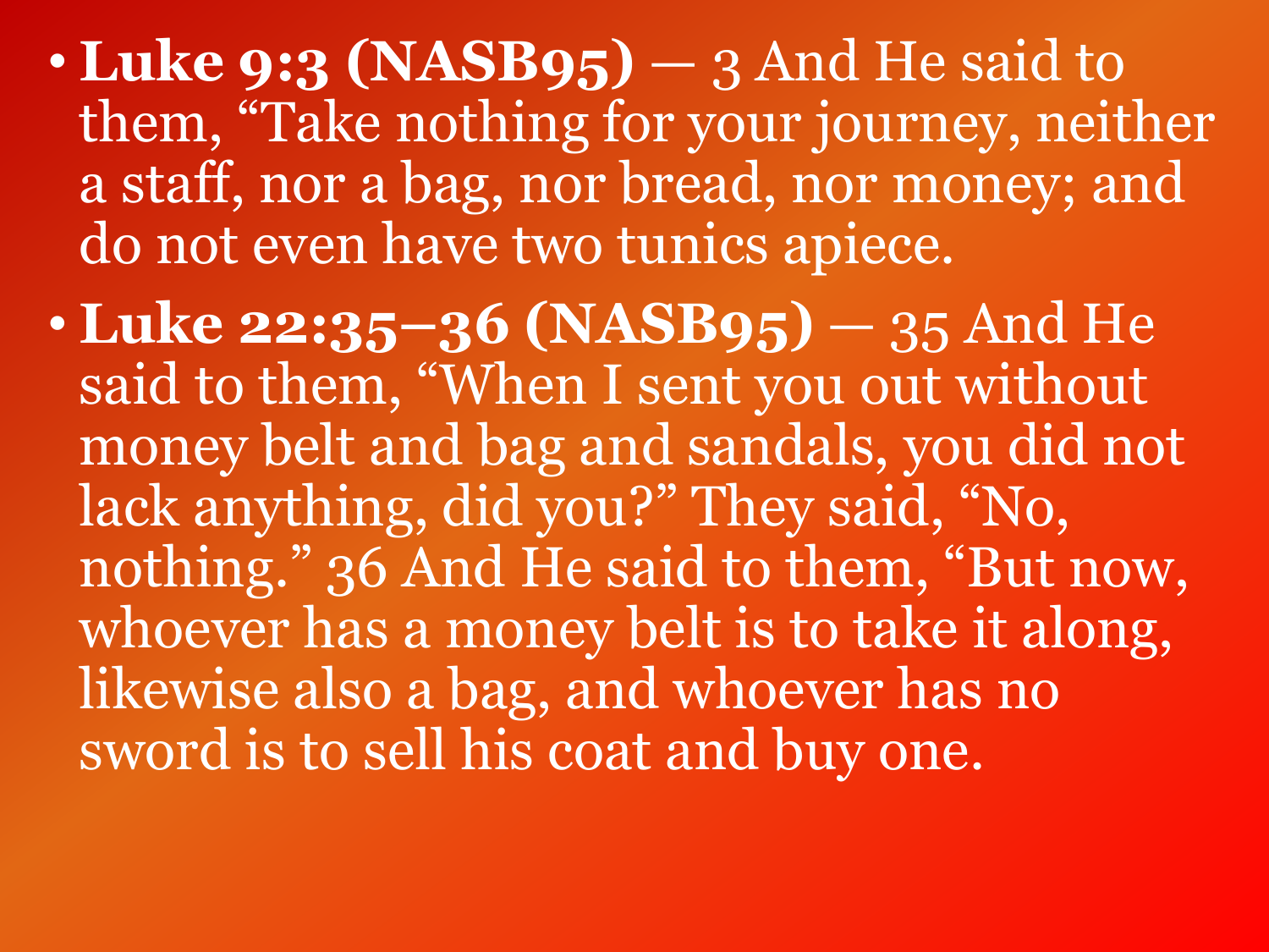- **Luke 9:3 (NASB95)** — 3 And He said to them, “Take nothing for your journey, neither a staff, nor a bag, nor bread, nor money; and do not even have two tunics apiece.
- **Luke 22:35–36 (NASB95)** — 35 And He said to them, “When I sent you out without money belt and bag and sandals, you did not lack anything, did you?” They said, “No, nothing.” 36 And He said to them, “But now, whoever has a money belt is to take it along, likewise also a bag, and whoever has no sword is to sell his coat and buy one.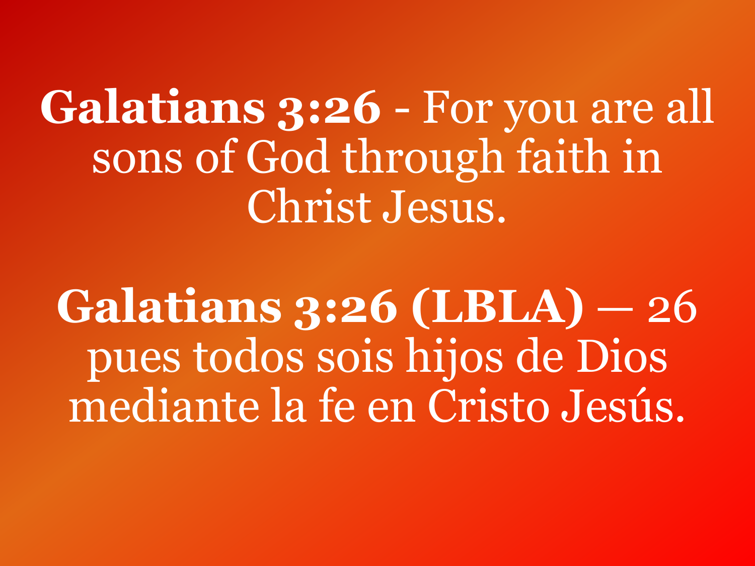**Galatians 3:26** - For you are all sons of God through faith in Christ Jesus.

**Galatians 3:26 (LBLA)** — 26 pues todos sois hijos de Dios mediante la fe en Cristo Jesús.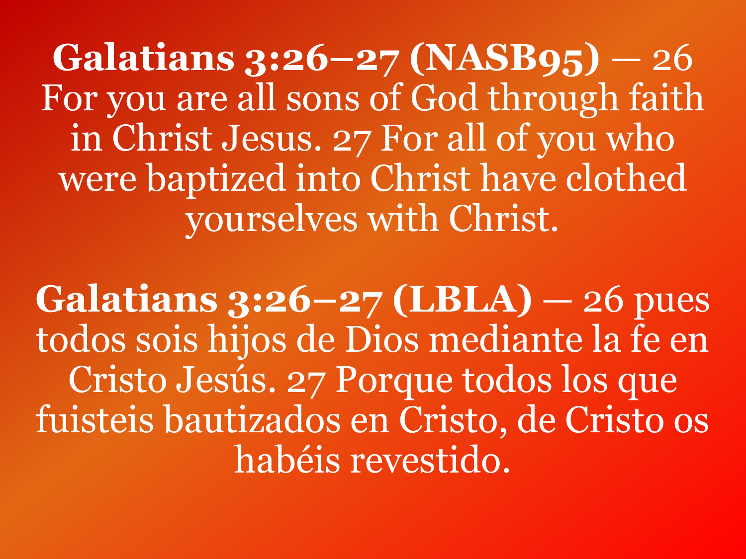**Galatians 3:26–27 (NASB95)** — 26 For you are all sons of God through faith in Christ Jesus. 27 For all of you who were baptized into Christ have clothed yourselves with Christ.

**Galatians 3:26–27 (LBLA)** — 26 pues todos sois hijos de Dios mediante la fe en Cristo Jesús. 27 Porque todos los que fuisteis bautizados en Cristo, de Cristo os habéis revestido.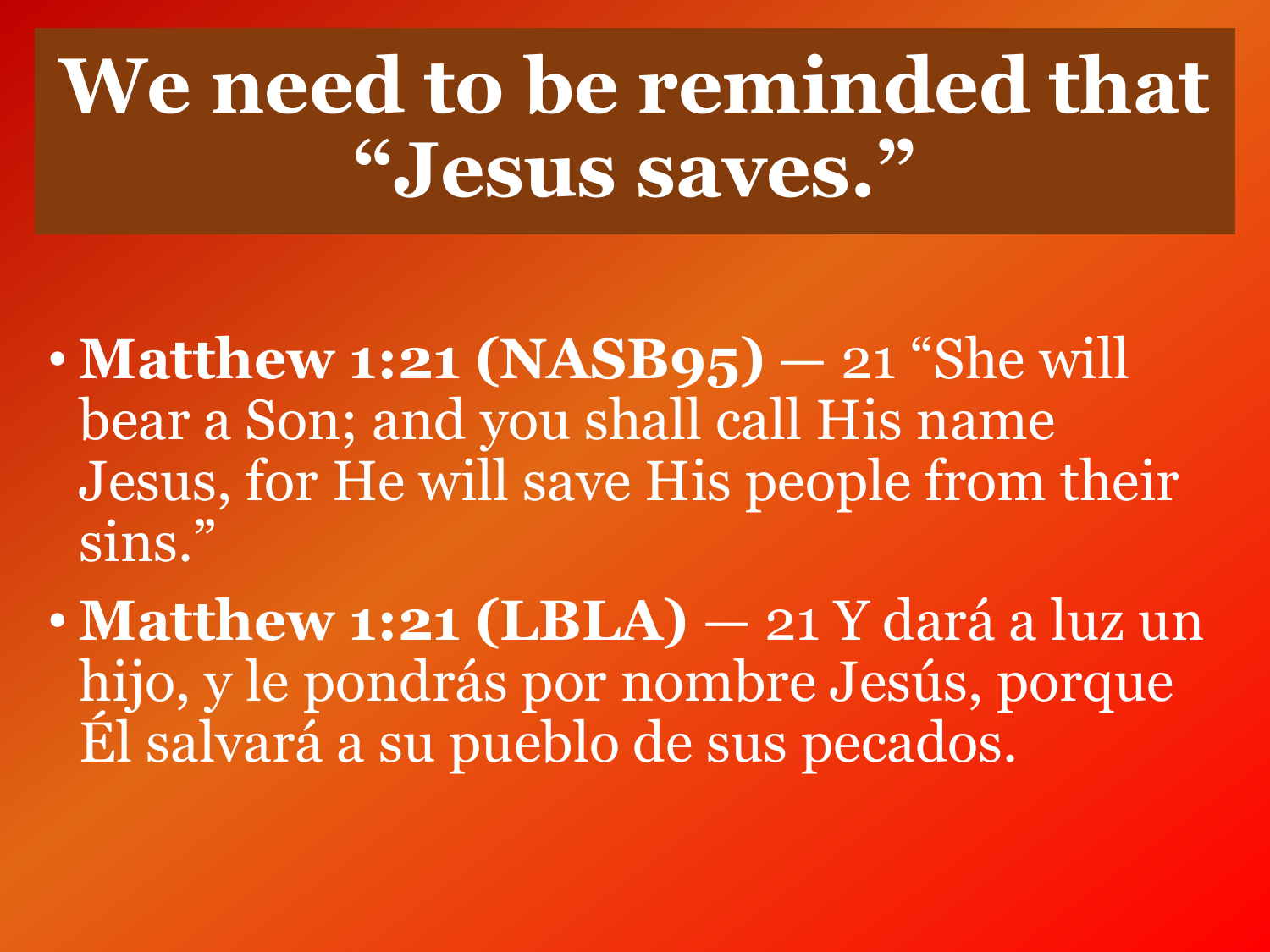# We need to be reminded that "Jesus saves."

- **Matthew 1:21 (NASB95)** — 21 "She will bear a Son; and you shall call His name Jesus, for He will save His people from their sins."
- **Matthew 1:21 (LBLA)** — 21 Y dará a luz un hijo, y le pondrás por nombre Jesús, porque Él salvará a su pueblo de sus pecados.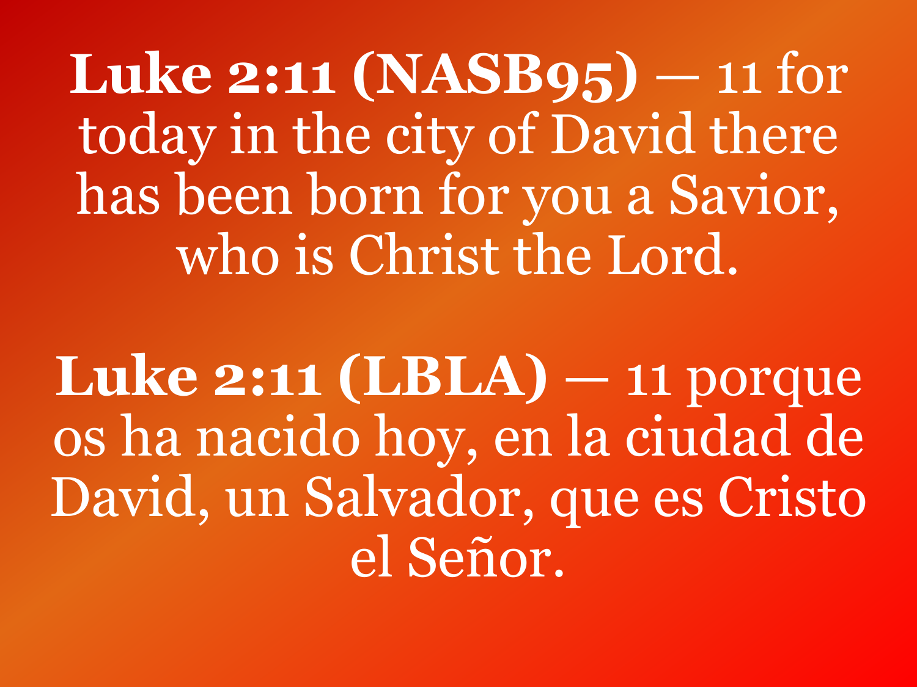**Luke 2:11 (NASB95)** — 11 for today in the city of David there has been born for you a Savior, who is Christ the Lord.

**Luke 2:11 (LBLA)** — 11 porque os ha nacido hoy, en la ciudad de David, un Salvador, que es Cristo el Señor.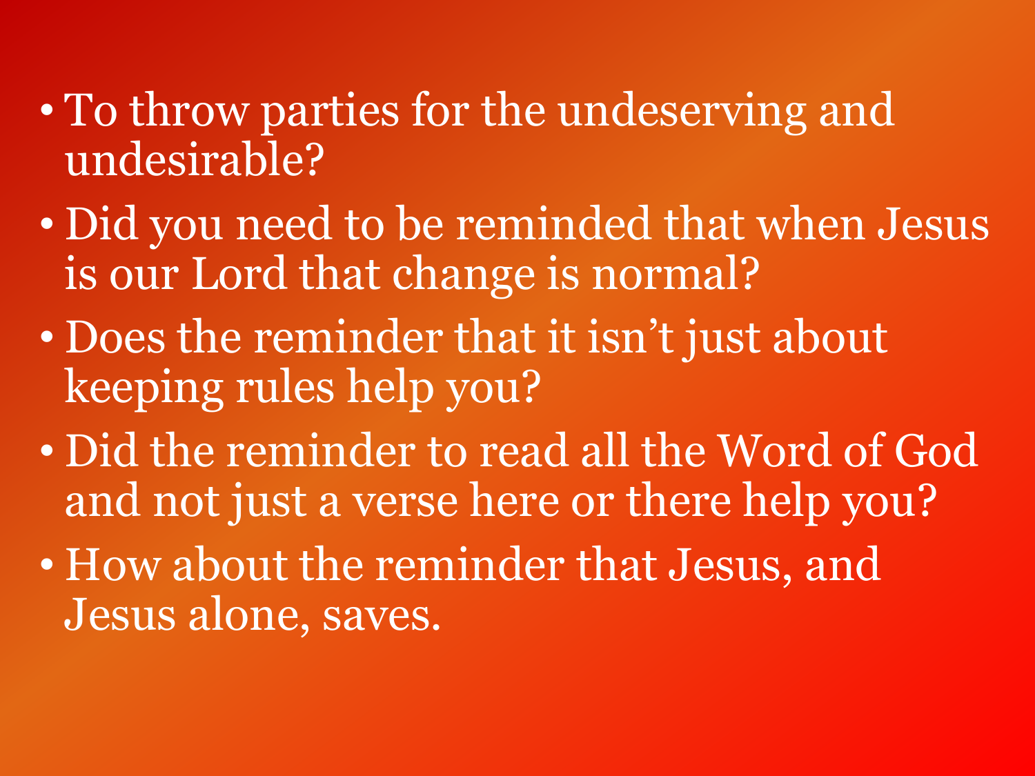- To throw parties for the undeserving and undesirable?
- Did you need to be reminded that when Jesus is our Lord that change is normal?
- Does the reminder that it isn't just about keeping rules help you?
- Did the reminder to read all the Word of God and not just a verse here or there help you?
- How about the reminder that Jesus, and Jesus alone, saves.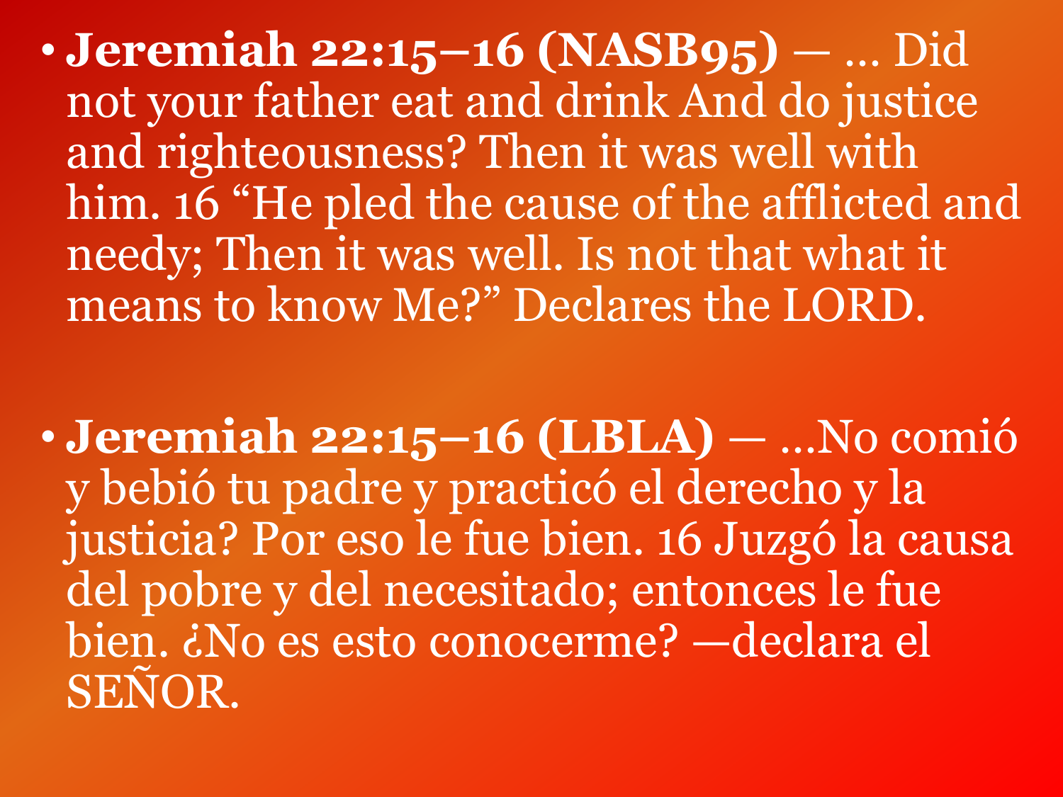- **Jeremiah 22:15–16 (NASB95)** — … Did not your father eat and drink And do justice and righteousness? Then it was well with him. 16 “He pled the cause of the afflicted and needy; Then it was well. Is not that what it means to know Me?” Declares the LORD.

- **Jeremiah 22:15–16 (LBLA)** — …No comió y bebió tu padre y practicó el derecho y la justicia? Por eso le fue bien. 16 Juzgó la causa del pobre y del necesitado; entonces le fue bien. ¿No es esto conocerme? —declara el SEÑOR.